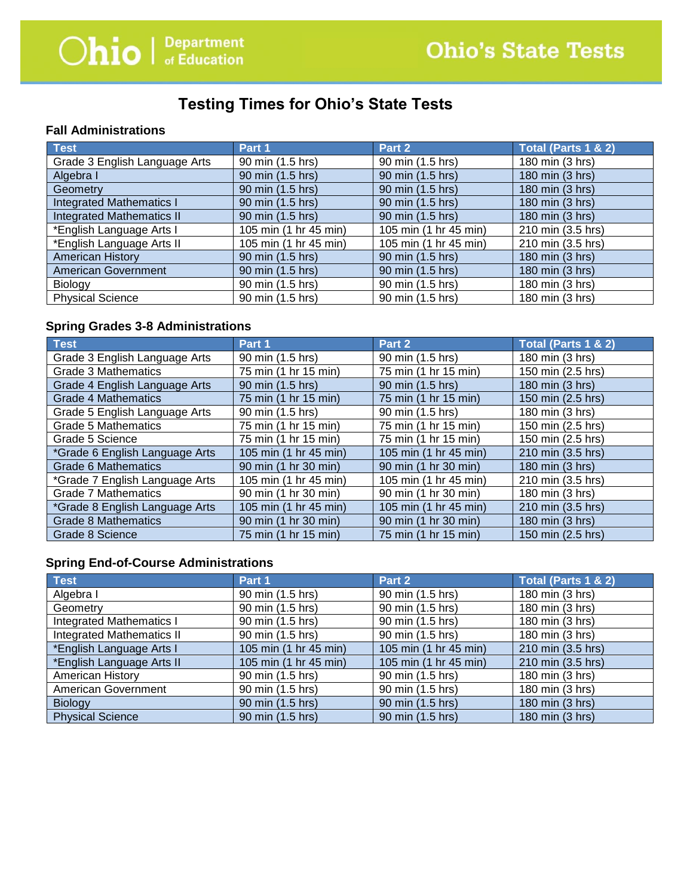Ohio | Department of Education

Ohio's State Tests

# Testing Times for Ohio's State Tests

### Fall Administrations

| Test | Part 1 | Part 2 | Total (Parts 1 & 2) |
|---|---|---|---|
| Grade 3 English Language Arts | 90 min (1.5 hrs) | 90 min (1.5 hrs) | 180 min (3 hrs) |
| Algebra I | 90 min (1.5 hrs) | 90 min (1.5 hrs) | 180 min (3 hrs) |
| Geometry | 90 min (1.5 hrs) | 90 min (1.5 hrs) | 180 min (3 hrs) |
| Integrated Mathematics I | 90 min (1.5 hrs) | 90 min (1.5 hrs) | 180 min (3 hrs) |
| Integrated Mathematics II | 90 min (1.5 hrs) | 90 min (1.5 hrs) | 180 min (3 hrs) |
| *English Language Arts I | 105 min (1 hr 45 min) | 105 min (1 hr 45 min) | 210 min (3.5 hrs) |
| *English Language Arts II | 105 min (1 hr 45 min) | 105 min (1 hr 45 min) | 210 min (3.5 hrs) |
| American History | 90 min (1.5 hrs) | 90 min (1.5 hrs) | 180 min (3 hrs) |
| American Government | 90 min (1.5 hrs) | 90 min (1.5 hrs) | 180 min (3 hrs) |
| Biology | 90 min (1.5 hrs) | 90 min (1.5 hrs) | 180 min (3 hrs) |
| Physical Science | 90 min (1.5 hrs) | 90 min (1.5 hrs) | 180 min (3 hrs) |

### Spring Grades 3-8 Administrations

| Test | Part 1 | Part 2 | Total (Parts 1 & 2) |
|---|---|---|---|
| Grade 3 English Language Arts | 90 min (1.5 hrs) | 90 min (1.5 hrs) | 180 min (3 hrs) |
| Grade 3 Mathematics | 75 min (1 hr 15 min) | 75 min (1 hr 15 min) | 150 min (2.5 hrs) |
| Grade 4 English Language Arts | 90 min (1.5 hrs) | 90 min (1.5 hrs) | 180 min (3 hrs) |
| Grade 4 Mathematics | 75 min (1 hr 15 min) | 75 min (1 hr 15 min) | 150 min (2.5 hrs) |
| Grade 5 English Language Arts | 90 min (1.5 hrs) | 90 min (1.5 hrs) | 180 min (3 hrs) |
| Grade 5 Mathematics | 75 min (1 hr 15 min) | 75 min (1 hr 15 min) | 150 min (2.5 hrs) |
| Grade 5 Science | 75 min (1 hr 15 min) | 75 min (1 hr 15 min) | 150 min (2.5 hrs) |
| *Grade 6 English Language Arts | 105 min (1 hr 45 min) | 105 min (1 hr 45 min) | 210 min (3.5 hrs) |
| Grade 6 Mathematics | 90 min (1 hr 30 min) | 90 min (1 hr 30 min) | 180 min (3 hrs) |
| *Grade 7 English Language Arts | 105 min (1 hr 45 min) | 105 min (1 hr 45 min) | 210 min (3.5 hrs) |
| Grade 7 Mathematics | 90 min (1 hr 30 min) | 90 min (1 hr 30 min) | 180 min (3 hrs) |
| *Grade 8 English Language Arts | 105 min (1 hr 45 min) | 105 min (1 hr 45 min) | 210 min (3.5 hrs) |
| Grade 8 Mathematics | 90 min (1 hr 30 min) | 90 min (1 hr 30 min) | 180 min (3 hrs) |
| Grade 8 Science | 75 min (1 hr 15 min) | 75 min (1 hr 15 min) | 150 min (2.5 hrs) |

### Spring End-of-Course Administrations

| Test | Part 1 | Part 2 | Total (Parts 1 & 2) |
|---|---|---|---|
| Algebra I | 90 min (1.5 hrs) | 90 min (1.5 hrs) | 180 min (3 hrs) |
| Geometry | 90 min (1.5 hrs) | 90 min (1.5 hrs) | 180 min (3 hrs) |
| Integrated Mathematics I | 90 min (1.5 hrs) | 90 min (1.5 hrs) | 180 min (3 hrs) |
| Integrated Mathematics II | 90 min (1.5 hrs) | 90 min (1.5 hrs) | 180 min (3 hrs) |
| *English Language Arts I | 105 min (1 hr 45 min) | 105 min (1 hr 45 min) | 210 min (3.5 hrs) |
| *English Language Arts II | 105 min (1 hr 45 min) | 105 min (1 hr 45 min) | 210 min (3.5 hrs) |
| American History | 90 min (1.5 hrs) | 90 min (1.5 hrs) | 180 min (3 hrs) |
| American Government | 90 min (1.5 hrs) | 90 min (1.5 hrs) | 180 min (3 hrs) |
| Biology | 90 min (1.5 hrs) | 90 min (1.5 hrs) | 180 min (3 hrs) |
| Physical Science | 90 min (1.5 hrs) | 90 min (1.5 hrs) | 180 min (3 hrs) |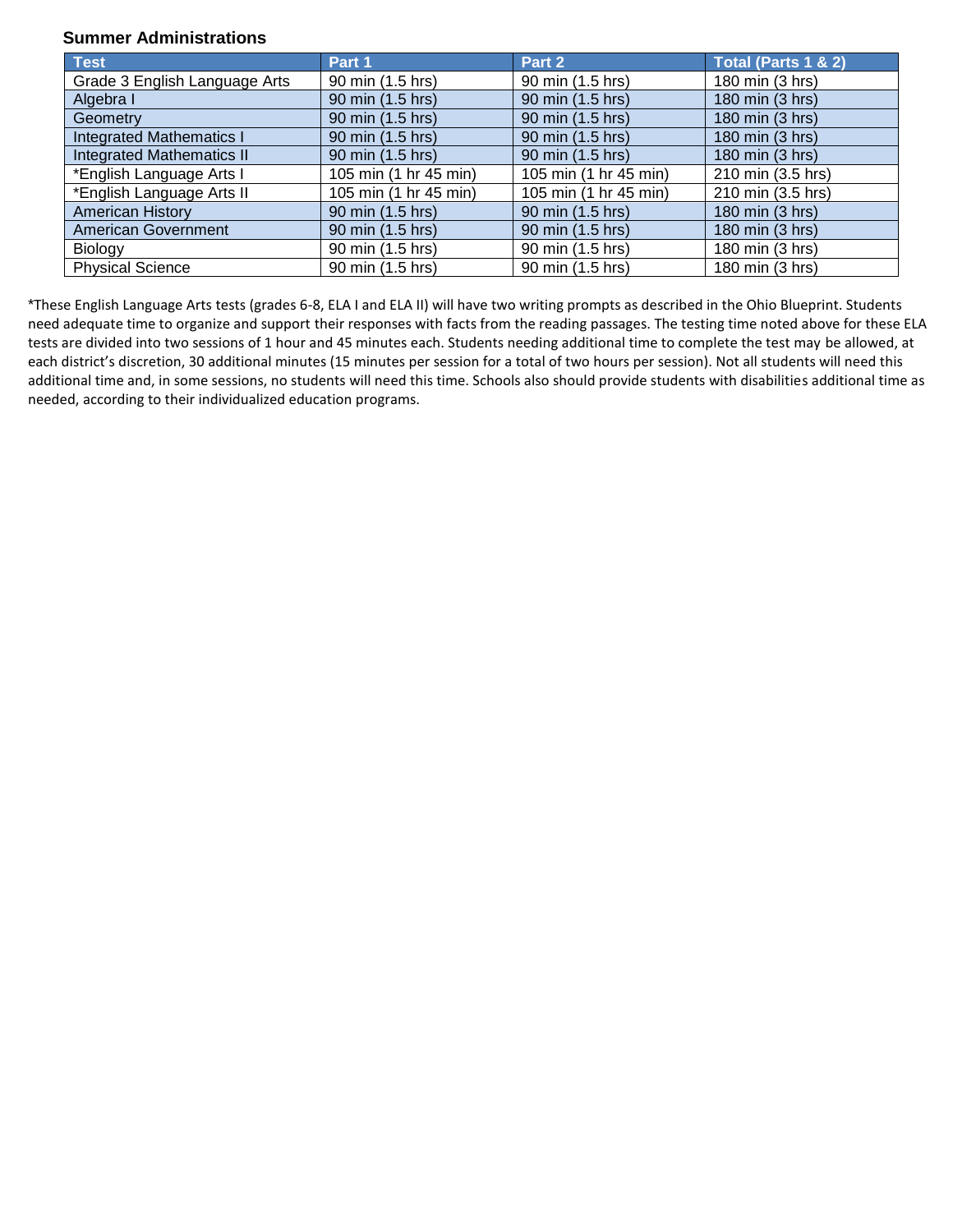**Summer Administrations**

| Test | Part 1 | Part 2 | Total (Parts 1 & 2) |
|---|---|---|---|
| Grade 3 English Language Arts | 90 min (1.5 hrs) | 90 min (1.5 hrs) | 180 min (3 hrs) |
| Algebra I | 90 min (1.5 hrs) | 90 min (1.5 hrs) | 180 min (3 hrs) |
| Geometry | 90 min (1.5 hrs) | 90 min (1.5 hrs) | 180 min (3 hrs) |
| Integrated Mathematics I | 90 min (1.5 hrs) | 90 min (1.5 hrs) | 180 min (3 hrs) |
| Integrated Mathematics II | 90 min (1.5 hrs) | 90 min (1.5 hrs) | 180 min (3 hrs) |
| *English Language Arts I | 105 min (1 hr 45 min) | 105 min (1 hr 45 min) | 210 min (3.5 hrs) |
| *English Language Arts II | 105 min (1 hr 45 min) | 105 min (1 hr 45 min) | 210 min (3.5 hrs) |
| American History | 90 min (1.5 hrs) | 90 min (1.5 hrs) | 180 min (3 hrs) |
| American Government | 90 min (1.5 hrs) | 90 min (1.5 hrs) | 180 min (3 hrs) |
| Biology | 90 min (1.5 hrs) | 90 min (1.5 hrs) | 180 min (3 hrs) |
| Physical Science | 90 min (1.5 hrs) | 90 min (1.5 hrs) | 180 min (3 hrs) |

*These English Language Arts tests (grades 6-8, ELA I and ELA II) will have two writing prompts as described in the Ohio Blueprint. Students need adequate time to organize and support their responses with facts from the reading passages. The testing time noted above for these ELA tests are divided into two sessions of 1 hour and 45 minutes each. Students needing additional time to complete the test may be allowed, at each district's discretion, 30 additional minutes (15 minutes per session for a total of two hours per session). Not all students will need this additional time and, in some sessions, no students will need this time. Schools also should provide students with disabilities additional time as needed, according to their individualized education programs.